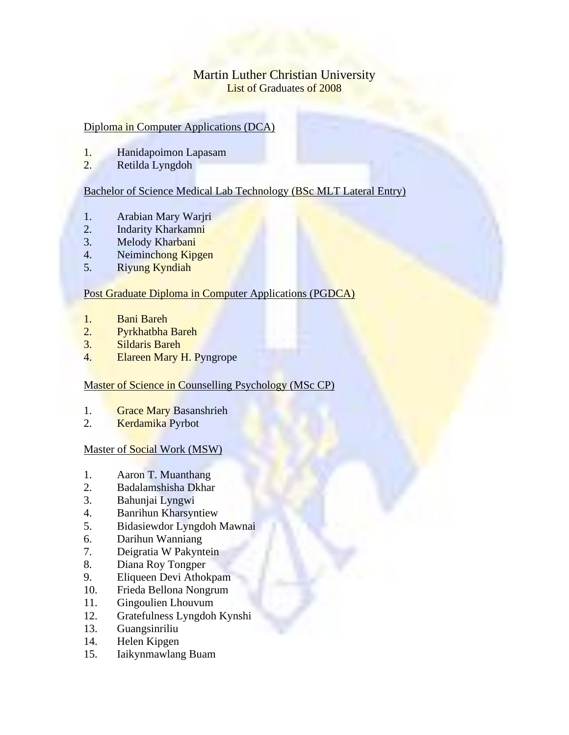# Martin Luther Christian University

List of Graduates of 2008

Diploma in Computer Applications (DCA)

1. Hanidapoimon Lapasam
2. Retilda Lyngdoh

Bachelor of Science Medical Lab Technology (BSc MLT Lateral Entry)

1. Arabian Mary Warjri
2. Indarity Kharkamni
3. Melody Kharbani
4. Neiminchong Kipgen
5. Riyung Kyndiah

Post Graduate Diploma in Computer Applications (PGDCA)

1. Bani Bareh
2. Pyrkhatbha Bareh
3. Sildaris Bareh
4. Elareen Mary H. Pyngrope

Master of Science in Counselling Psychology (MSc CP)

1. Grace Mary Basanshrieh
2. Kerdamika Pyrbot

Master of Social Work (MSW)

1. Aaron T. Muanthang
2. Badalamshisha Dkhar
3. Bahunjai Lyngwi
4. Banrihun Kharsyntiew
5. Bidasiewdor Lyngdoh Mawnai
6. Darihun Wanniang
7. Deigratia W Pakyntein
8. Diana Roy Tongper
9. Eliqueen Devi Athokpam
10. Frieda Bellona Nongrum
11. Gingoulien Lhouvum
12. Gratefulness Lyngdoh Kynshi
13. Guangsinriliu
14. Helen Kipgen
15. Iaikynmawlang Buam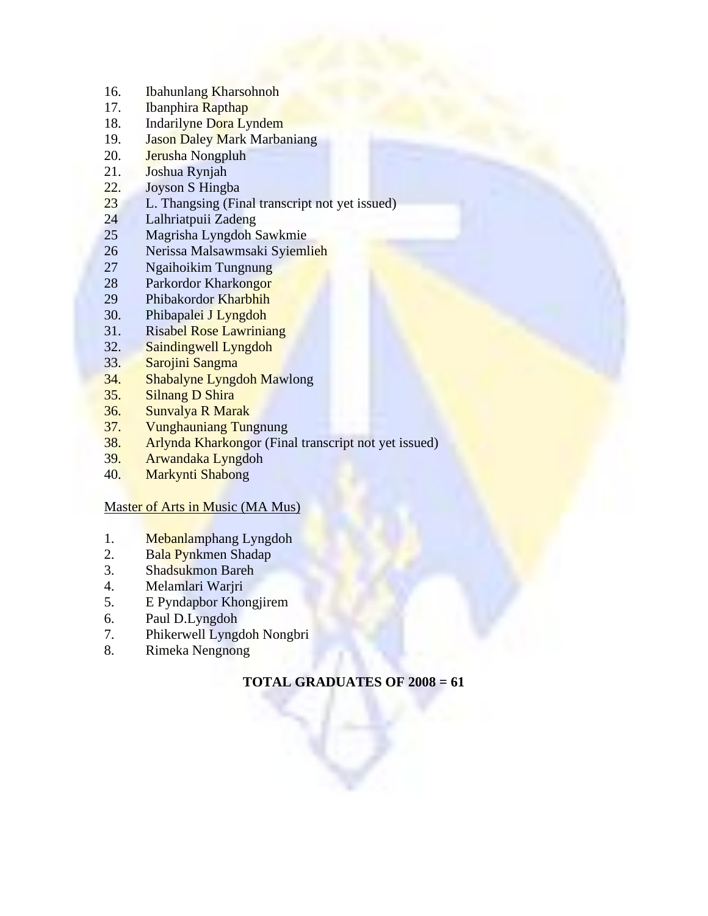16. Ibahunlang Kharsohnoh
17. Ibanphira Rapthap
18. Indarilyne Dora Lyndem
19. Jason Daley Mark Marbaniang
20. Jerusha Nongpluh
21. Joshua Rynjah
22. Joyson S Hingba
23 L. Thangsing (Final transcript not yet issued)
24 Lalhriatpuii Zadeng
25 Magrisha Lyngdoh Sawkmie
26 Nerissa Malsawmsaki Syiemlieh
27 Ngaihoikim Tungnung
28 Parkordor Kharkongor
29 Phibakordor Kharbhih
30. Phibapalei J Lyngdoh
31. Risabel Rose Lawriniang
32. Saindingwell Lyngdoh
33. Sarojini Sangma
34. Shabalyne Lyngdoh Mawlong
35. Silnang D Shira
36. Sunvalya R Marak
37. Vunghauniang Tungnung
38. Arlynda Kharkongor (Final transcript not yet issued)
39. Arwandaka Lyngdoh
40. Markynti Shabong

<u>Master of Arts in Music (MA Mus)</u>

1. Mebanlamphang Lyngdoh
2. Bala Pynkmen Shadap
3. Shadsukmon Bareh
4. Melamlari Warjri
5. E Pyndapbor Khongjirem
6. Paul D.Lyngdoh
7. Phikerwell Lyngdoh Nongbri
8. Rimeka Nengnong

**TOTAL GRADUATES OF 2008 = 61**